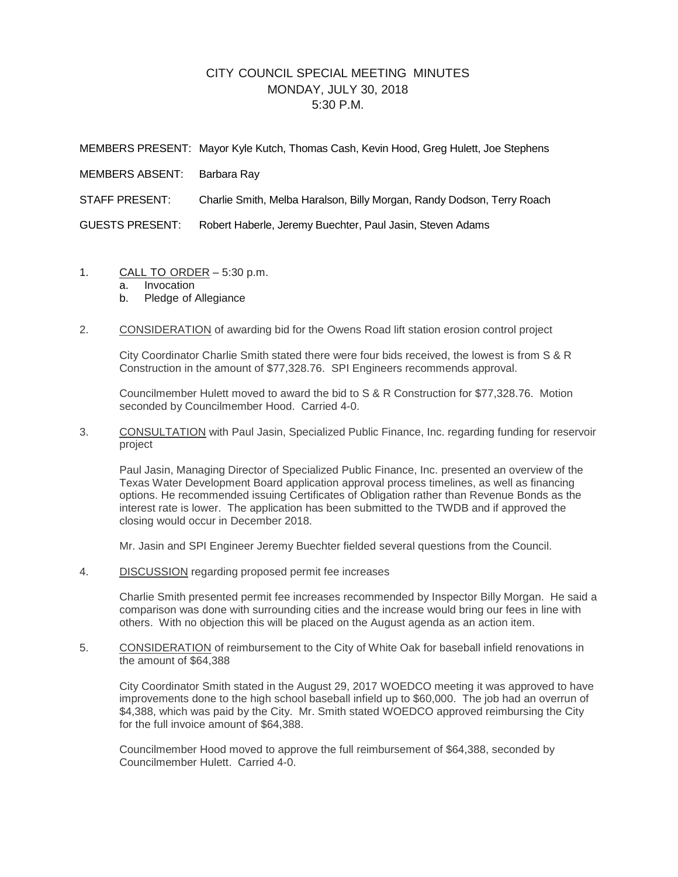# CITY COUNCIL SPECIAL MEETING MINUTES
## MONDAY, JULY 30, 2018
## 5:30 P.M.

MEMBERS PRESENT: Mayor Kyle Kutch, Thomas Cash, Kevin Hood, Greg Hulett, Joe Stephens

MEMBERS ABSENT: Barbara Ray

STAFF PRESENT: Charlie Smith, Melba Haralson, Billy Morgan, Randy Dodson, Terry Roach

GUESTS PRESENT: Robert Haberle, Jeremy Buechter, Paul Jasin, Steven Adams

1. CALL TO ORDER – 5:30 p.m.
   a. Invocation
   b. Pledge of Allegiance

2. CONSIDERATION of awarding bid for the Owens Road lift station erosion control project

   City Coordinator Charlie Smith stated there were four bids received, the lowest is from S & R Construction in the amount of $77,328.76. SPI Engineers recommends approval.

   Councilmember Hulett moved to award the bid to S & R Construction for $77,328.76. Motion seconded by Councilmember Hood. Carried 4-0.

3. CONSULTATION with Paul Jasin, Specialized Public Finance, Inc. regarding funding for reservoir project

   Paul Jasin, Managing Director of Specialized Public Finance, Inc. presented an overview of the Texas Water Development Board application approval process timelines, as well as financing options. He recommended issuing Certificates of Obligation rather than Revenue Bonds as the interest rate is lower. The application has been submitted to the TWDB and if approved the closing would occur in December 2018.

   Mr. Jasin and SPI Engineer Jeremy Buechter fielded several questions from the Council.

4. DISCUSSION regarding proposed permit fee increases

   Charlie Smith presented permit fee increases recommended by Inspector Billy Morgan. He said a comparison was done with surrounding cities and the increase would bring our fees in line with others. With no objection this will be placed on the August agenda as an action item.

5. CONSIDERATION of reimbursement to the City of White Oak for baseball infield renovations in the amount of $64,388

   City Coordinator Smith stated in the August 29, 2017 WOEDCO meeting it was approved to have improvements done to the high school baseball infield up to $60,000. The job had an overrun of $4,388, which was paid by the City. Mr. Smith stated WOEDCO approved reimbursing the City for the full invoice amount of $64,388.

   Councilmember Hood moved to approve the full reimbursement of $64,388, seconded by Councilmember Hulett. Carried 4-0.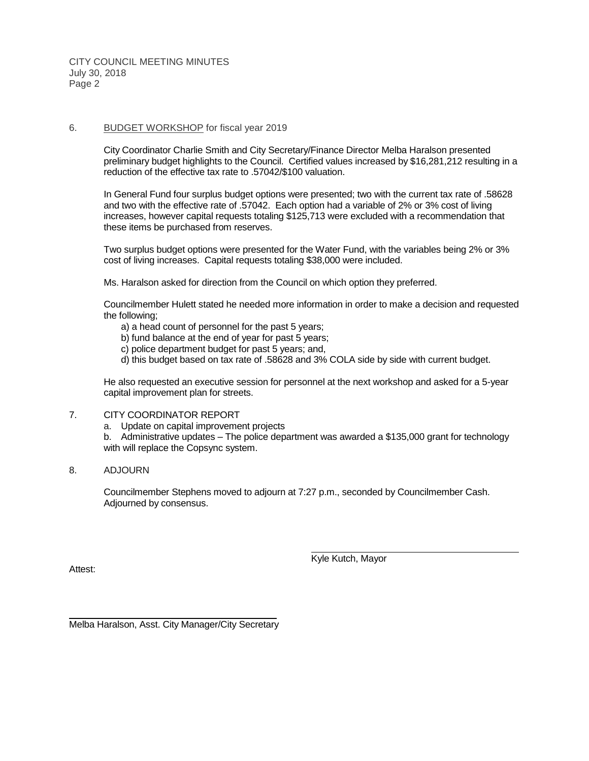6. BUDGET WORKSHOP for fiscal year 2019

City Coordinator Charlie Smith and City Secretary/Finance Director Melba Haralson presented preliminary budget highlights to the Council. Certified values increased by $16,281,212 resulting in a reduction of the effective tax rate to .57042/$100 valuation.

In General Fund four surplus budget options were presented; two with the current tax rate of .58628 and two with the effective rate of .57042. Each option had a variable of 2% or 3% cost of living increases, however capital requests totaling $125,713 were excluded with a recommendation that these items be purchased from reserves.

Two surplus budget options were presented for the Water Fund, with the variables being 2% or 3% cost of living increases. Capital requests totaling $38,000 were included.

Ms. Haralson asked for direction from the Council on which option they preferred.

Councilmember Hulett stated he needed more information in order to make a decision and requested the following;

a) a head count of personnel for the past 5 years;
b) fund balance at the end of year for past 5 years;
c) police department budget for past 5 years; and,
d) this budget based on tax rate of .58628 and 3% COLA side by side with current budget.

He also requested an executive session for personnel at the next workshop and asked for a 5-year capital improvement plan for streets.

7. CITY COORDINATOR REPORT

a. Update on capital improvement projects

b. Administrative updates – The police department was awarded a $135,000 grant for technology with will replace the Copsync system.

8. ADJOURN

Councilmember Stephens moved to adjourn at 7:27 p.m., seconded by Councilmember Cash. Adjourned by consensus.

Kyle Kutch, Mayor

Attest:

Melba Haralson, Asst. City Manager/City Secretary